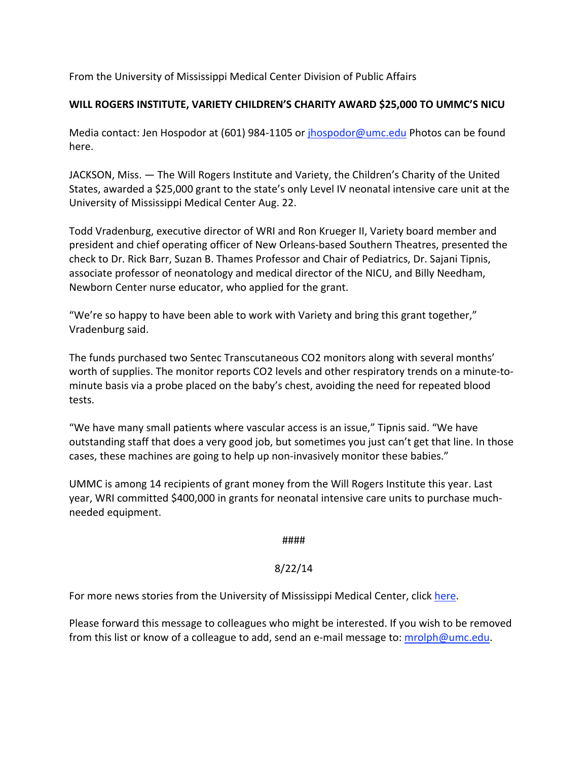From the University of Mississippi Medical Center Division of Public Affairs

**WILL ROGERS INSTITUTE, VARIETY CHILDREN'S CHARITY AWARD $25,000 TO UMMC'S NICU**

Media contact: Jen Hospodor at (601) 984-1105 or jhospodor@umc.edu Photos can be found here.

JACKSON, Miss. — The Will Rogers Institute and Variety, the Children's Charity of the United States, awarded a $25,000 grant to the state's only Level IV neonatal intensive care unit at the University of Mississippi Medical Center Aug. 22.

Todd Vradenburg, executive director of WRI and Ron Krueger II, Variety board member and president and chief operating officer of New Orleans-based Southern Theatres, presented the check to Dr. Rick Barr, Suzan B. Thames Professor and Chair of Pediatrics, Dr. Sajani Tipnis, associate professor of neonatology and medical director of the NICU, and Billy Needham, Newborn Center nurse educator, who applied for the grant.

"We're so happy to have been able to work with Variety and bring this grant together," Vradenburg said.

The funds purchased two Sentec Transcutaneous $CO_2$ monitors along with several months' worth of supplies. The monitor reports $CO_2$ levels and other respiratory trends on a minute-to-minute basis via a probe placed on the baby's chest, avoiding the need for repeated blood tests.

"We have many small patients where vascular access is an issue," Tipnis said. "We have outstanding staff that does a very good job, but sometimes you just can't get that line. In those cases, these machines are going to help up non-invasively monitor these babies."

UMMC is among 14 recipients of grant money from the Will Rogers Institute this year. Last year, WRI committed $400,000 in grants for neonatal intensive care units to purchase much-needed equipment.

####

8/22/14

For more news stories from the University of Mississippi Medical Center, click here.

Please forward this message to colleagues who might be interested. If you wish to be removed from this list or know of a colleague to add, send an e-mail message to: mrolph@umc.edu.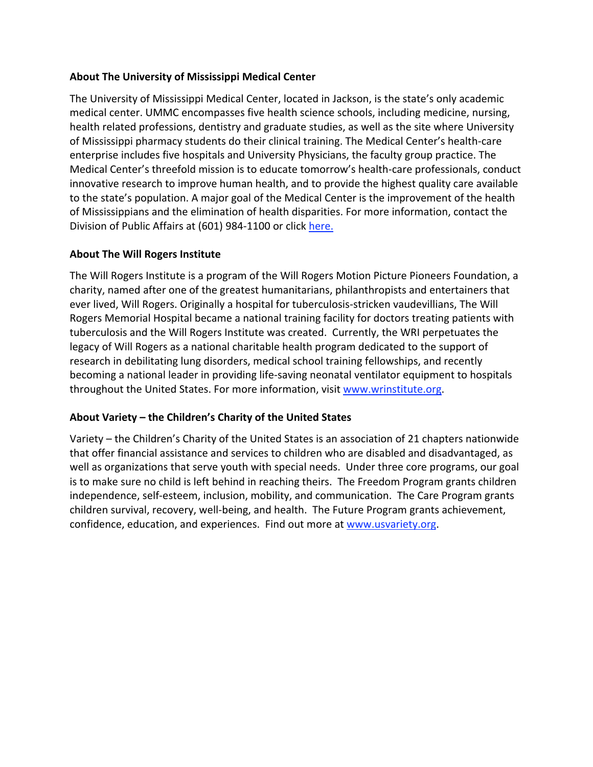**About The University of Mississippi Medical Center**

The University of Mississippi Medical Center, located in Jackson, is the state's only academic medical center. UMMC encompasses five health science schools, including medicine, nursing, health related professions, dentistry and graduate studies, as well as the site where University of Mississippi pharmacy students do their clinical training. The Medical Center's health-care enterprise includes five hospitals and University Physicians, the faculty group practice. The Medical Center's threefold mission is to educate tomorrow's health-care professionals, conduct innovative research to improve human health, and to provide the highest quality care available to the state's population. A major goal of the Medical Center is the improvement of the health of Mississippians and the elimination of health disparities. For more information, contact the Division of Public Affairs at (601) 984-1100 or click here.

**About The Will Rogers Institute**

The Will Rogers Institute is a program of the Will Rogers Motion Picture Pioneers Foundation, a charity, named after one of the greatest humanitarians, philanthropists and entertainers that ever lived, Will Rogers. Originally a hospital for tuberculosis-stricken vaudevillians, The Will Rogers Memorial Hospital became a national training facility for doctors treating patients with tuberculosis and the Will Rogers Institute was created. Currently, the WRI perpetuates the legacy of Will Rogers as a national charitable health program dedicated to the support of research in debilitating lung disorders, medical school training fellowships, and recently becoming a national leader in providing life-saving neonatal ventilator equipment to hospitals throughout the United States. For more information, visit www.wrinstitute.org.

**About Variety – the Children's Charity of the United States**

Variety – the Children's Charity of the United States is an association of 21 chapters nationwide that offer financial assistance and services to children who are disabled and disadvantaged, as well as organizations that serve youth with special needs. Under three core programs, our goal is to make sure no child is left behind in reaching theirs. The Freedom Program grants children independence, self-esteem, inclusion, mobility, and communication. The Care Program grants children survival, recovery, well-being, and health. The Future Program grants achievement, confidence, education, and experiences. Find out more at www.usvariety.org.